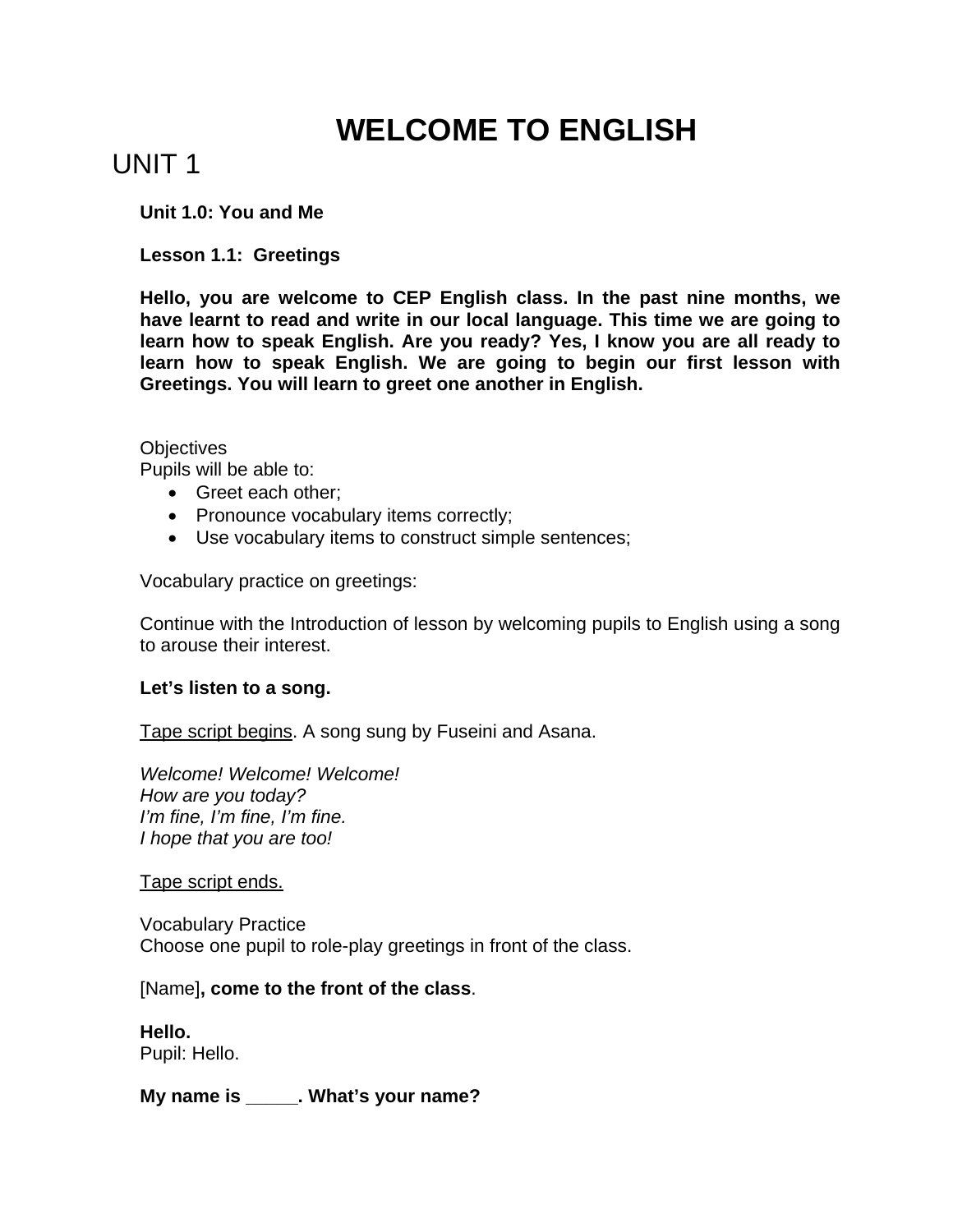# WELCOME TO ENGLISH

## UNIT 1

**Unit 1.0: You and Me**

**Lesson 1.1: Greetings**

**Hello, you are welcome to CEP English class. In the past nine months, we have learnt to read and write in our local language. This time we are going to learn how to speak English. Are you ready? Yes, I know you are all ready to learn how to speak English. We are going to begin our first lesson with Greetings. You will learn to greet one another in English.**

Objectives
Pupils will be able to:

- Greet each other;
- Pronounce vocabulary items correctly;
- Use vocabulary items to construct simple sentences;

Vocabulary practice on greetings:

Continue with the Introduction of lesson by welcoming pupils to English using a song to arouse their interest.

**Let's listen to a song.**

<u>Tape script begins</u>. A song sung by Fuseini and Asana.

*Welcome! Welcome! Welcome!*
*How are you today?*
*I'm fine, I'm fine, I'm fine.*
*I hope that you are too!*

<u>Tape script ends.</u>

Vocabulary Practice
Choose one pupil to role-play greetings in front of the class.

[Name]**, come to the front of the class**.

**Hello.**
Pupil: Hello.

**My name is _____. What's your name?**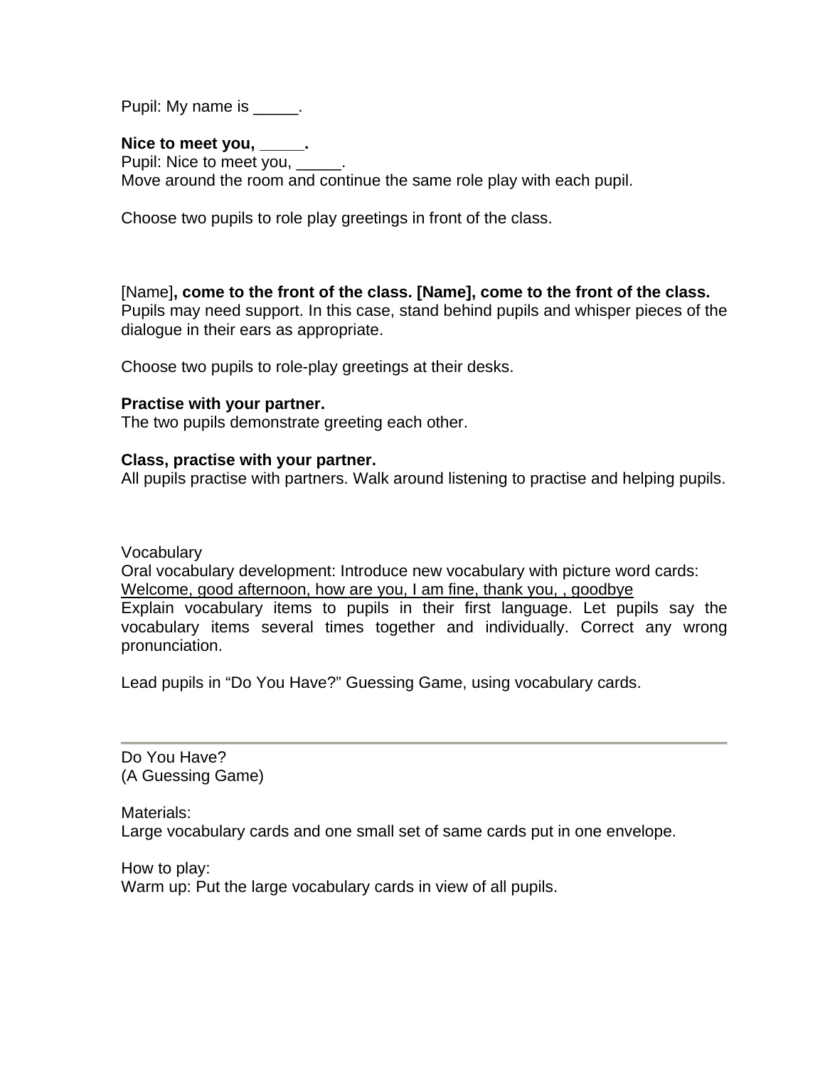Pupil: My name is _____.

**Nice to meet you, _____.**
Pupil: Nice to meet you, _____.
Move around the room and continue the same role play with each pupil.

Choose two pupils to role play greetings in front of the class.

[Name]**, come to the front of the class. [Name], come to the front of the class.**
Pupils may need support. In this case, stand behind pupils and whisper pieces of the dialogue in their ears as appropriate.

Choose two pupils to role-play greetings at their desks.

**Practise with your partner.**
The two pupils demonstrate greeting each other.

**Class, practise with your partner.**
All pupils practise with partners. Walk around listening to practise and helping pupils.

Vocabulary
Oral vocabulary development: Introduce new vocabulary with picture word cards:
Welcome, good afternoon, how are you, I am fine, thank you, , goodbye
Explain vocabulary items to pupils in their first language. Let pupils say the vocabulary items several times together and individually. Correct any wrong pronunciation.

Lead pupils in "Do You Have?" Guessing Game, using vocabulary cards.

---

Do You Have?
(A Guessing Game)

Materials:
Large vocabulary cards and one small set of same cards put in one envelope.

How to play:
Warm up: Put the large vocabulary cards in view of all pupils.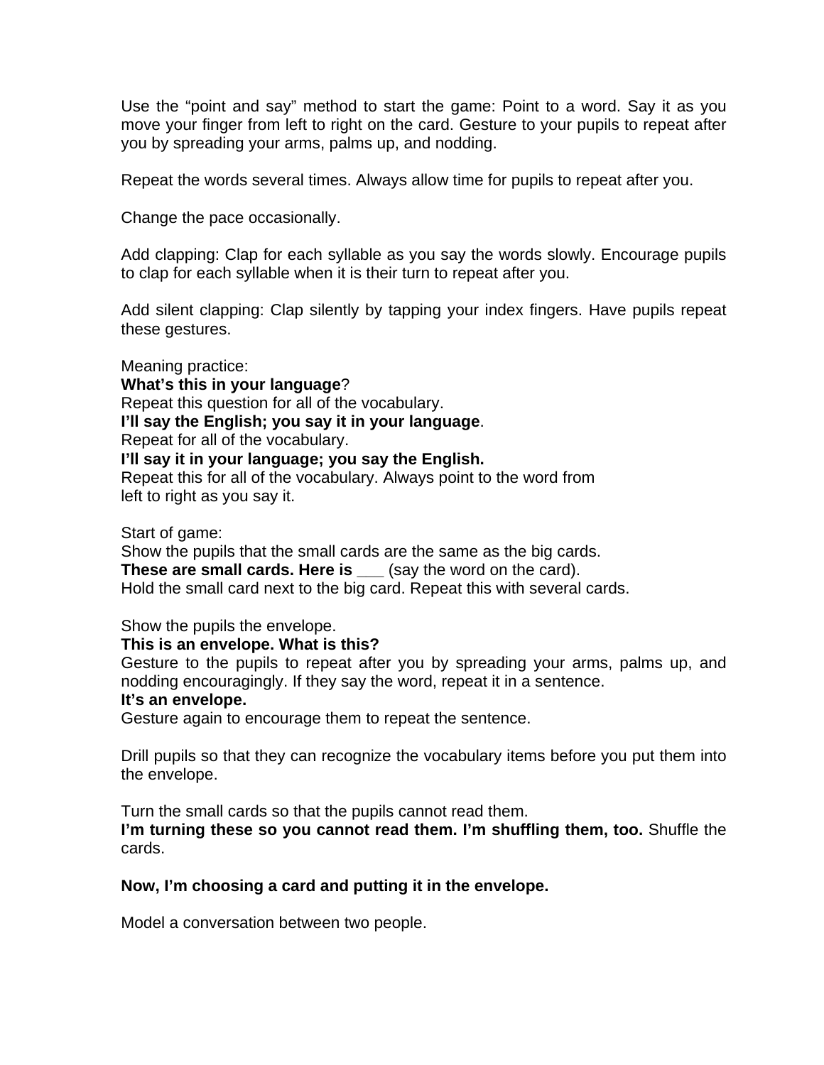Use the “point and say” method to start the game: Point to a word. Say it as you move your finger from left to right on the card. Gesture to your pupils to repeat after you by spreading your arms, palms up, and nodding.

Repeat the words several times. Always allow time for pupils to repeat after you.

Change the pace occasionally.

Add clapping: Clap for each syllable as you say the words slowly. Encourage pupils to clap for each syllable when it is their turn to repeat after you.

Add silent clapping: Clap silently by tapping your index fingers. Have pupils repeat these gestures.

Meaning practice:
**What’s this in your language**?
Repeat this question for all of the vocabulary.
**I’ll say the English; you say it in your language**.
Repeat for all of the vocabulary.
**I’ll say it in your language; you say the English.**
Repeat this for all of the vocabulary. Always point to the word from left to right as you say it.

Start of game:
Show the pupils that the small cards are the same as the big cards.
**These are small cards. Here is ___** (say the word on the card).
Hold the small card next to the big card. Repeat this with several cards.

Show the pupils the envelope.
**This is an envelope. What is this?**
Gesture to the pupils to repeat after you by spreading your arms, palms up, and nodding encouragingly. If they say the word, repeat it in a sentence.
**It’s an envelope.**
Gesture again to encourage them to repeat the sentence.

Drill pupils so that they can recognize the vocabulary items before you put them into the envelope.

Turn the small cards so that the pupils cannot read them.
**I’m turning these so you cannot read them. I’m shuffling them, too.** Shuffle the cards.

**Now, I’m choosing a card and putting it in the envelope.**

Model a conversation between two people.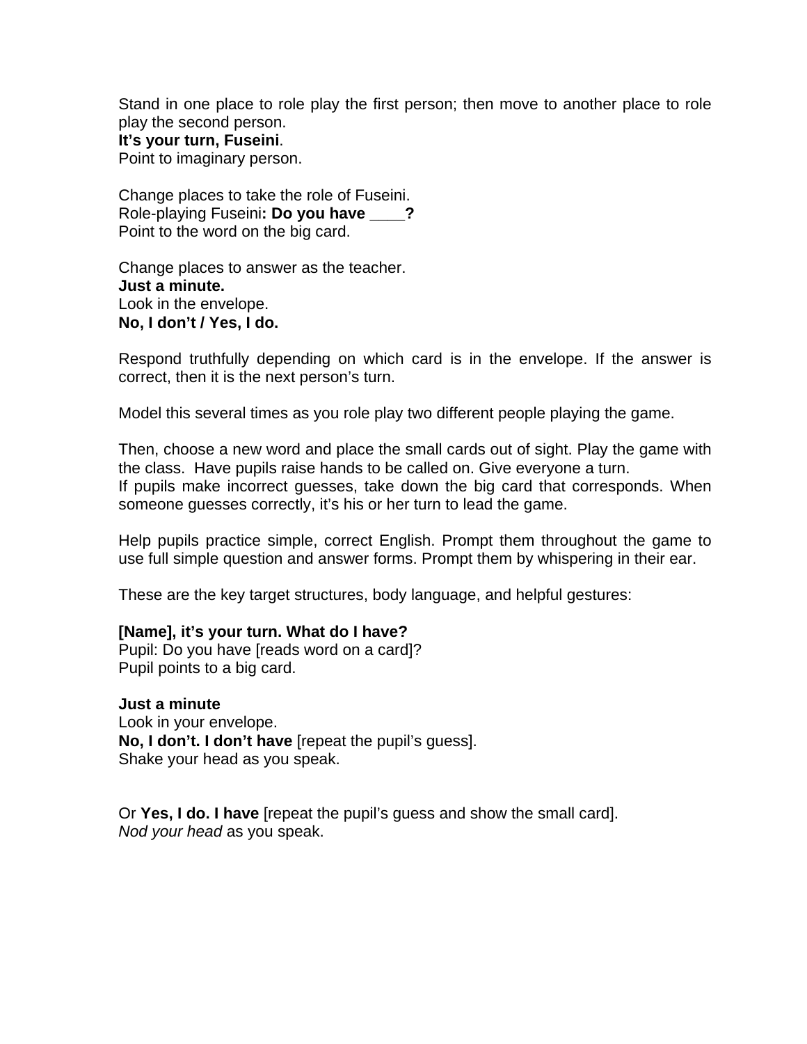Stand in one place to role play the first person; then move to another place to role play the second person.

**It's your turn, Fuseini**.

Point to imaginary person.

Change places to take the role of Fuseini.

Role-playing Fuseini**: Do you have ____?**

Point to the word on the big card.

Change places to answer as the teacher.

**Just a minute.**

Look in the envelope.

**No, I don't / Yes, I do.**

Respond truthfully depending on which card is in the envelope. If the answer is correct, then it is the next person's turn.

Model this several times as you role play two different people playing the game.

Then, choose a new word and place the small cards out of sight. Play the game with the class. Have pupils raise hands to be called on. Give everyone a turn.

If pupils make incorrect guesses, take down the big card that corresponds. When someone guesses correctly, it's his or her turn to lead the game.

Help pupils practice simple, correct English. Prompt them throughout the game to use full simple question and answer forms. Prompt them by whispering in their ear.

These are the key target structures, body language, and helpful gestures:

**[Name], it's your turn. What do I have?**

Pupil: Do you have [reads word on a card]?

Pupil points to a big card.

**Just a minute**

Look in your envelope.

**No, I don't. I don't have** [repeat the pupil's guess].

Shake your head as you speak.

Or **Yes, I do. I have** [repeat the pupil's guess and show the small card].

*Nod your head* as you speak.